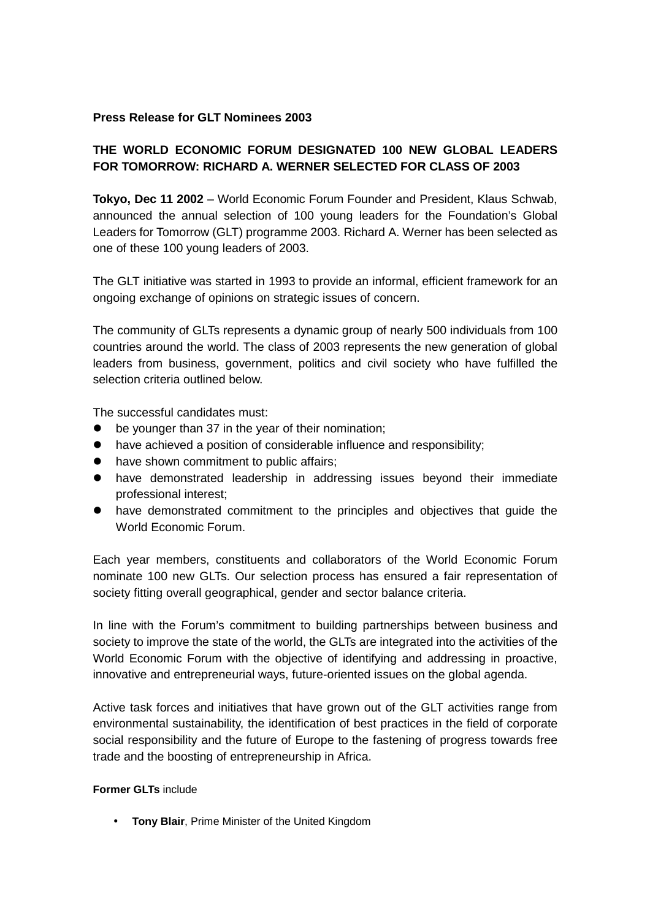**Press Release for GLT Nominees 2003**

## THE WORLD ECONOMIC FORUM DESIGNATED 100 NEW GLOBAL LEADERS FOR TOMORROW: RICHARD A. WERNER SELECTED FOR CLASS OF 2003

**Tokyo, Dec 11 2002** – World Economic Forum Founder and President, Klaus Schwab, announced the annual selection of 100 young leaders for the Foundation's Global Leaders for Tomorrow (GLT) programme 2003. Richard A. Werner has been selected as one of these 100 young leaders of 2003.

The GLT initiative was started in 1993 to provide an informal, efficient framework for an ongoing exchange of opinions on strategic issues of concern.

The community of GLTs represents a dynamic group of nearly 500 individuals from 100 countries around the world. The class of 2003 represents the new generation of global leaders from business, government, politics and civil society who have fulfilled the selection criteria outlined below.

The successful candidates must:

- be younger than 37 in the year of their nomination;
- have achieved a position of considerable influence and responsibility;
- have shown commitment to public affairs;
- have demonstrated leadership in addressing issues beyond their immediate professional interest;
- have demonstrated commitment to the principles and objectives that guide the World Economic Forum.

Each year members, constituents and collaborators of the World Economic Forum nominate 100 new GLTs. Our selection process has ensured a fair representation of society fitting overall geographical, gender and sector balance criteria.

In line with the Forum's commitment to building partnerships between business and society to improve the state of the world, the GLTs are integrated into the activities of the World Economic Forum with the objective of identifying and addressing in proactive, innovative and entrepreneurial ways, future-oriented issues on the global agenda.

Active task forces and initiatives that have grown out of the GLT activities range from environmental sustainability, the identification of best practices in the field of corporate social responsibility and the future of Europe to the fastening of progress towards free trade and the boosting of entrepreneurship in Africa.

**Former GLTs** include

- **Tony Blair**, Prime Minister of the United Kingdom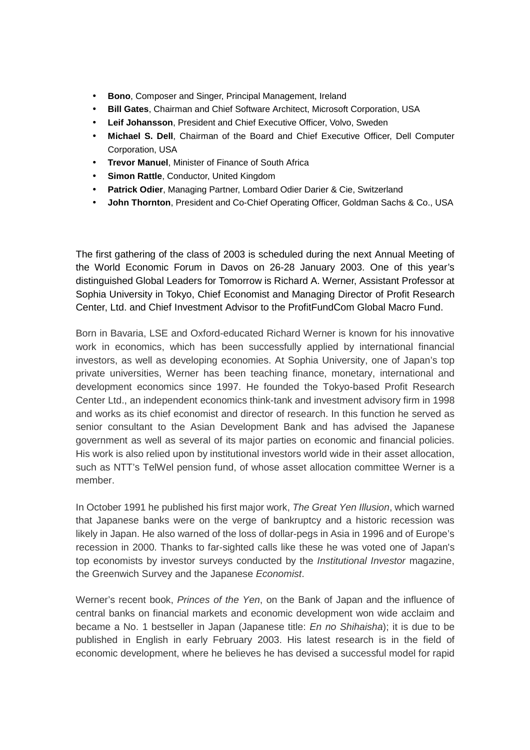- **Bono**, Composer and Singer, Principal Management, Ireland
- **Bill Gates**, Chairman and Chief Software Architect, Microsoft Corporation, USA
- **Leif Johansson**, President and Chief Executive Officer, Volvo, Sweden
- **Michael S. Dell**, Chairman of the Board and Chief Executive Officer, Dell Computer Corporation, USA
- **Trevor Manuel**, Minister of Finance of South Africa
- **Simon Rattle**, Conductor, United Kingdom
- **Patrick Odier**, Managing Partner, Lombard Odier Darier & Cie, Switzerland
- **John Thornton**, President and Co-Chief Operating Officer, Goldman Sachs & Co., USA

The first gathering of the class of 2003 is scheduled during the next Annual Meeting of the World Economic Forum in Davos on 26-28 January 2003. One of this year's distinguished Global Leaders for Tomorrow is Richard A. Werner, Assistant Professor at Sophia University in Tokyo, Chief Economist and Managing Director of Profit Research Center, Ltd. and Chief Investment Advisor to the ProfitFundCom Global Macro Fund.

Born in Bavaria, LSE and Oxford-educated Richard Werner is known for his innovative work in economics, which has been successfully applied by international financial investors, as well as developing economies. At Sophia University, one of Japan's top private universities, Werner has been teaching finance, monetary, international and development economics since 1997. He founded the Tokyo-based Profit Research Center Ltd., an independent economics think-tank and investment advisory firm in 1998 and works as its chief economist and director of research. In this function he served as senior consultant to the Asian Development Bank and has advised the Japanese government as well as several of its major parties on economic and financial policies. His work is also relied upon by institutional investors world wide in their asset allocation, such as NTT's TelWel pension fund, of whose asset allocation committee Werner is a member.

In October 1991 he published his first major work, *The Great Yen Illusion*, which warned that Japanese banks were on the verge of bankruptcy and a historic recession was likely in Japan. He also warned of the loss of dollar-pegs in Asia in 1996 and of Europe's recession in 2000. Thanks to far-sighted calls like these he was voted one of Japan's top economists by investor surveys conducted by the *Institutional Investor* magazine, the Greenwich Survey and the Japanese *Economist*.

Werner's recent book, *Princes of the Yen*, on the Bank of Japan and the influence of central banks on financial markets and economic development won wide acclaim and became a No. 1 bestseller in Japan (Japanese title: *En no Shihaisha*); it is due to be published in English in early February 2003. His latest research is in the field of economic development, where he believes he has devised a successful model for rapid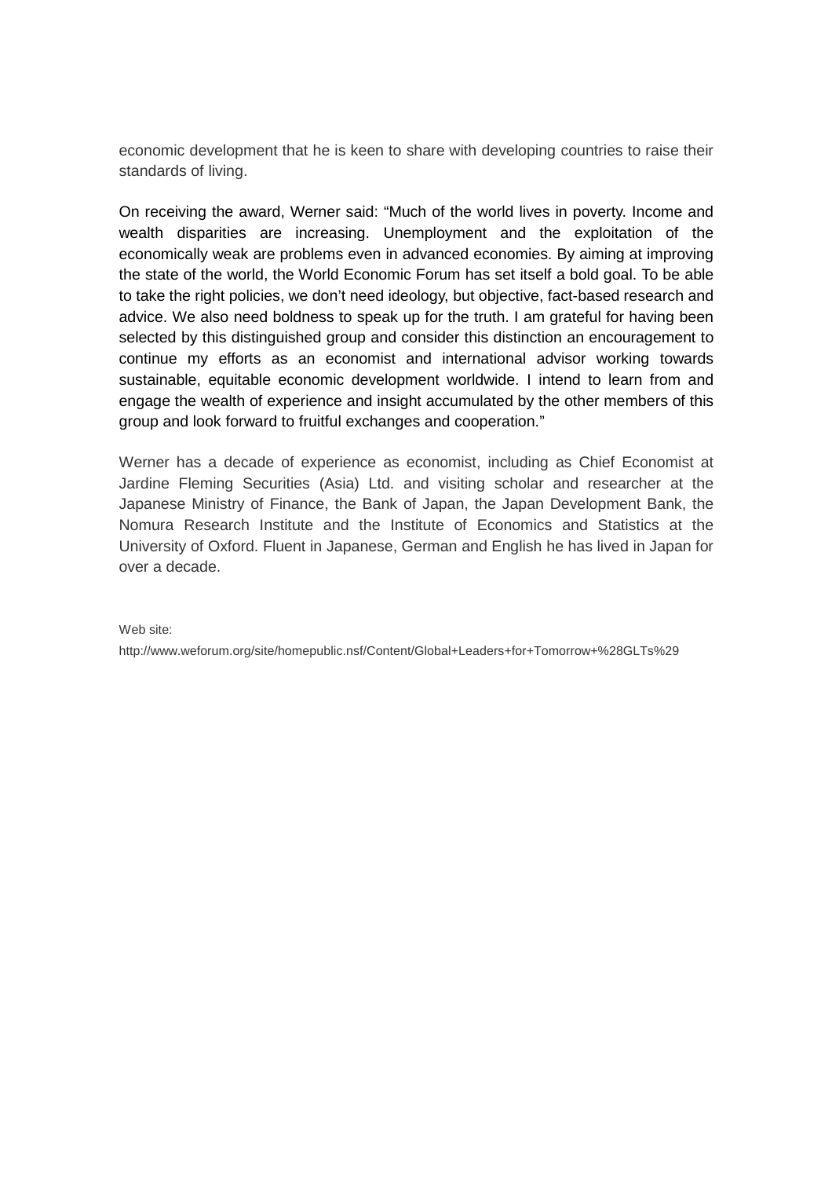economic development that he is keen to share with developing countries to raise their standards of living.

On receiving the award, Werner said: “Much of the world lives in poverty. Income and wealth disparities are increasing. Unemployment and the exploitation of the economically weak are problems even in advanced economies. By aiming at improving the state of the world, the World Economic Forum has set itself a bold goal. To be able to take the right policies, we don’t need ideology, but objective, fact-based research and advice. We also need boldness to speak up for the truth. I am grateful for having been selected by this distinguished group and consider this distinction an encouragement to continue my efforts as an economist and international advisor working towards sustainable, equitable economic development worldwide. I intend to learn from and engage the wealth of experience and insight accumulated by the other members of this group and look forward to fruitful exchanges and cooperation.”

Werner has a decade of experience as economist, including as Chief Economist at Jardine Fleming Securities (Asia) Ltd. and visiting scholar and researcher at the Japanese Ministry of Finance, the Bank of Japan, the Japan Development Bank, the Nomura Research Institute and the Institute of Economics and Statistics at the University of Oxford. Fluent in Japanese, German and English he has lived in Japan for over a decade.

Web site:

http://www.weforum.org/site/homepublic.nsf/Content/Global+Leaders+for+Tomorrow+%28GLTs%29